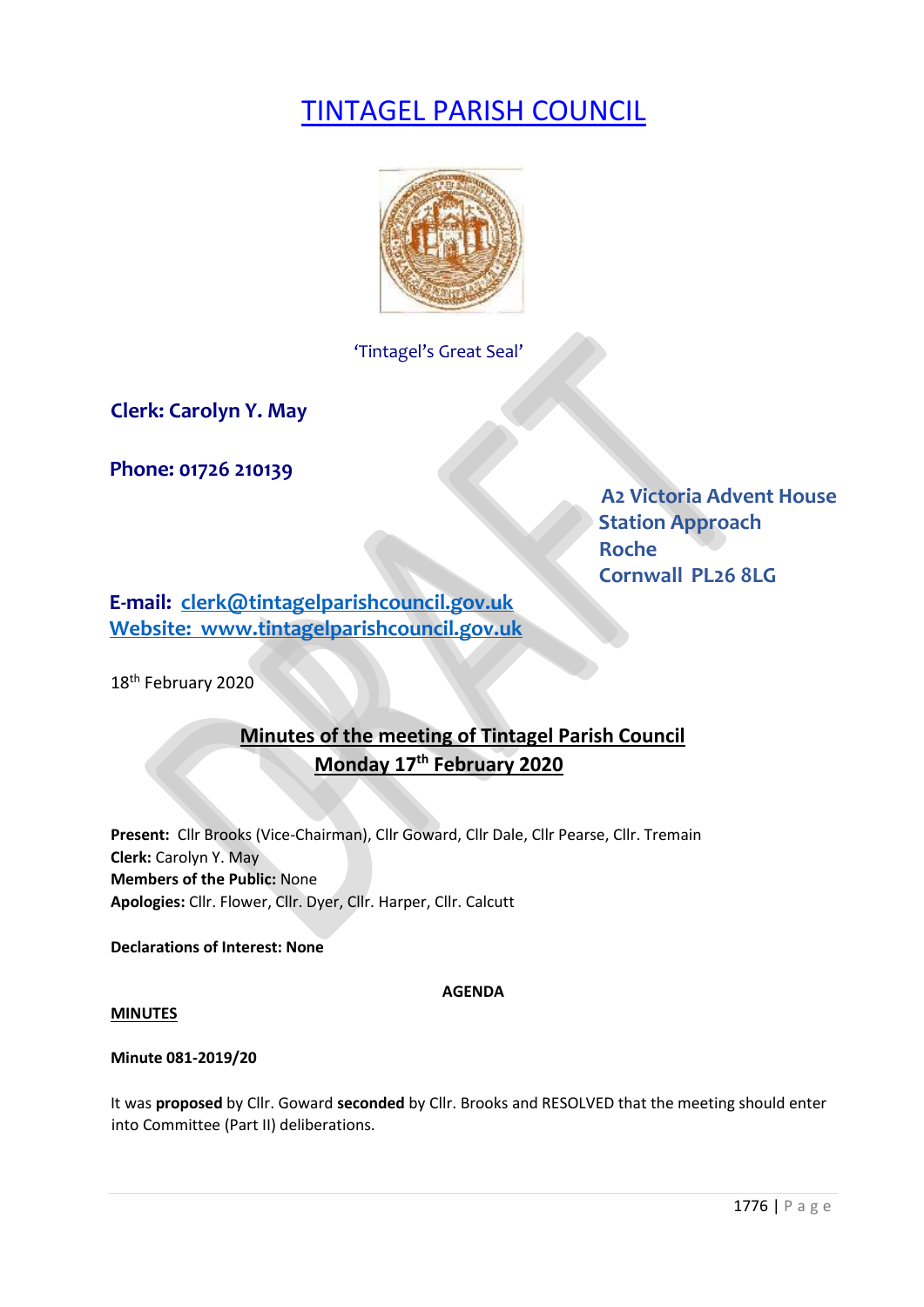# TINTAGEL PARISH COUNCIL

'Tintagel's Great Seal'

**Clerk: Carolyn Y. May**

**Phone: 01726 210139**

**A2 Victoria Advent House**
**Station Approach**
**Roche**
**Cornwall PL26 8LG**

**E-mail:** clerk@tintagelparishcouncil.gov.uk
Website: www.tintagelparishcouncil.gov.uk

18th February 2020

## Minutes of the meeting of Tintagel Parish Council
## Monday 17th February 2020

**Present:** Cllr Brooks (Vice-Chairman), Cllr Goward, Cllr Dale, Cllr Pearse, Cllr. Tremain
**Clerk:** Carolyn Y. May
**Members of the Public:** None
**Apologies:** Cllr. Flower, Cllr. Dyer, Cllr. Harper, Cllr. Calcutt

**Declarations of Interest: None**

**AGENDA**

**MINUTES**

**Minute 081-2019/20**

It was **proposed** by Cllr. Goward **seconded** by Cllr. Brooks and RESOLVED that the meeting should enter into Committee (Part II) deliberations.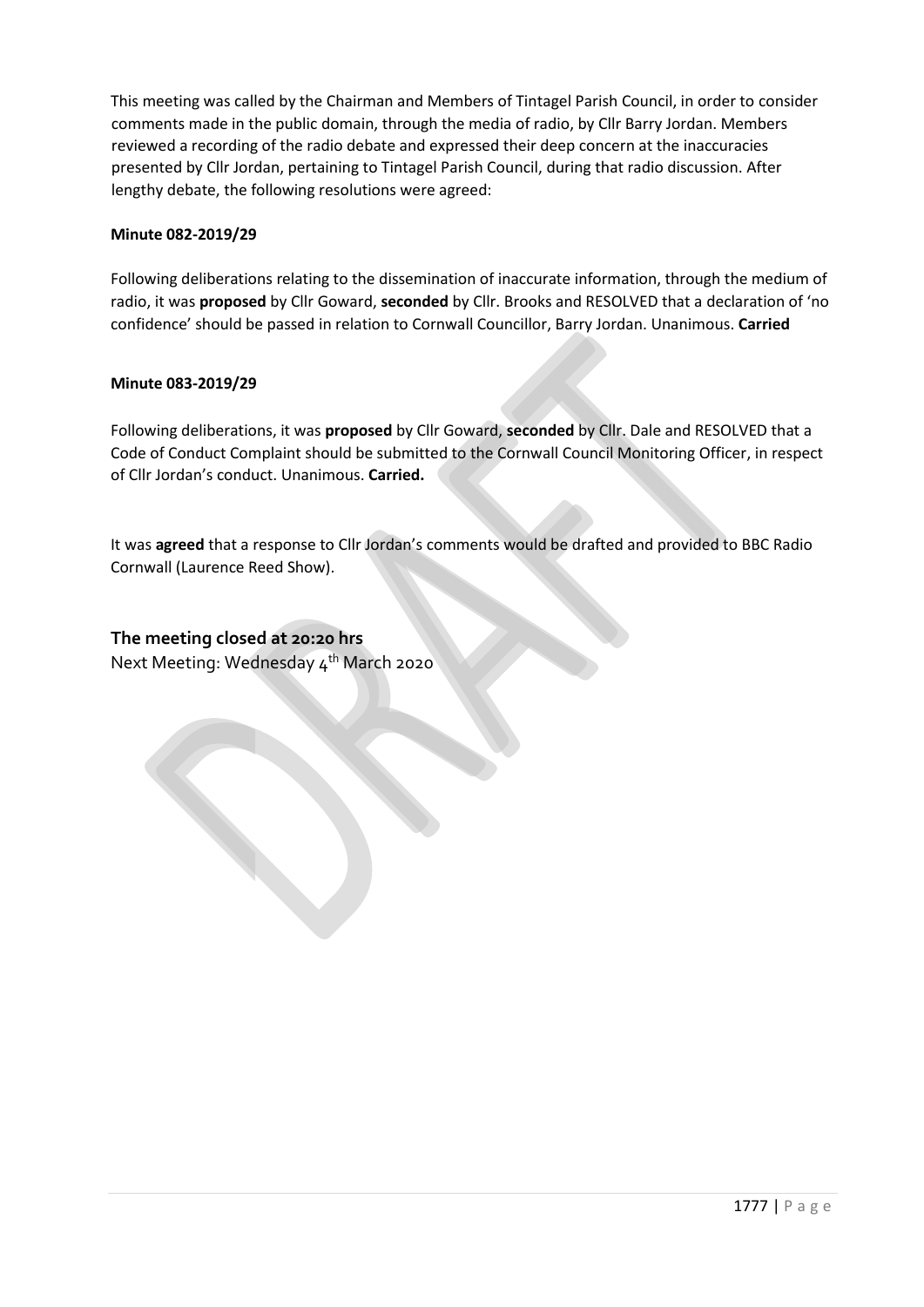This meeting was called by the Chairman and Members of Tintagel Parish Council, in order to consider comments made in the public domain, through the media of radio, by Cllr Barry Jordan. Members reviewed a recording of the radio debate and expressed their deep concern at the inaccuracies presented by Cllr Jordan, pertaining to Tintagel Parish Council, during that radio discussion. After lengthy debate, the following resolutions were agreed:

**Minute 082-2019/29**

Following deliberations relating to the dissemination of inaccurate information, through the medium of radio, it was **proposed** by Cllr Goward, **seconded** by Cllr. Brooks and RESOLVED that a declaration of 'no confidence' should be passed in relation to Cornwall Councillor, Barry Jordan. Unanimous. **Carried**

**Minute 083-2019/29**

Following deliberations, it was **proposed** by Cllr Goward, **seconded** by Cllr. Dale and RESOLVED that a Code of Conduct Complaint should be submitted to the Cornwall Council Monitoring Officer, in respect of Cllr Jordan's conduct. Unanimous. **Carried.**

It was **agreed** that a response to Cllr Jordan's comments would be drafted and provided to BBC Radio Cornwall (Laurence Reed Show).

### The meeting closed at 20:20 hrs

Next Meeting: Wednesday 4th March 2020